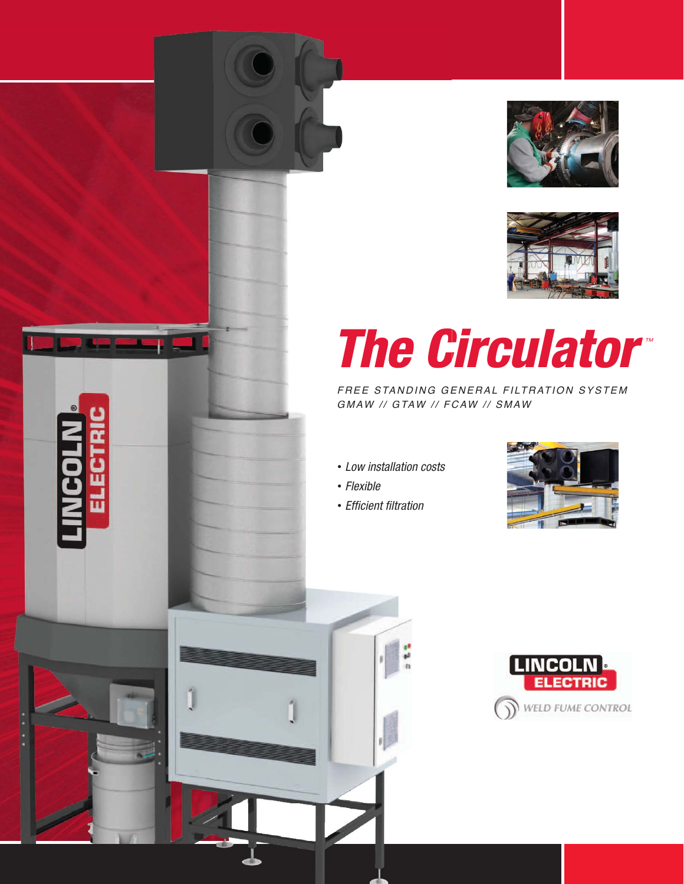# The Circulator™

*FREE STANDING GENERAL FILTRATION SYSTEM*
*GMAW // GTAW // FCAW // SMAW*

- *Low installation costs*
- *Flexible*
- *Efficient filtration*

LINCOLN ELECTRIC

WELD FUME CONTROL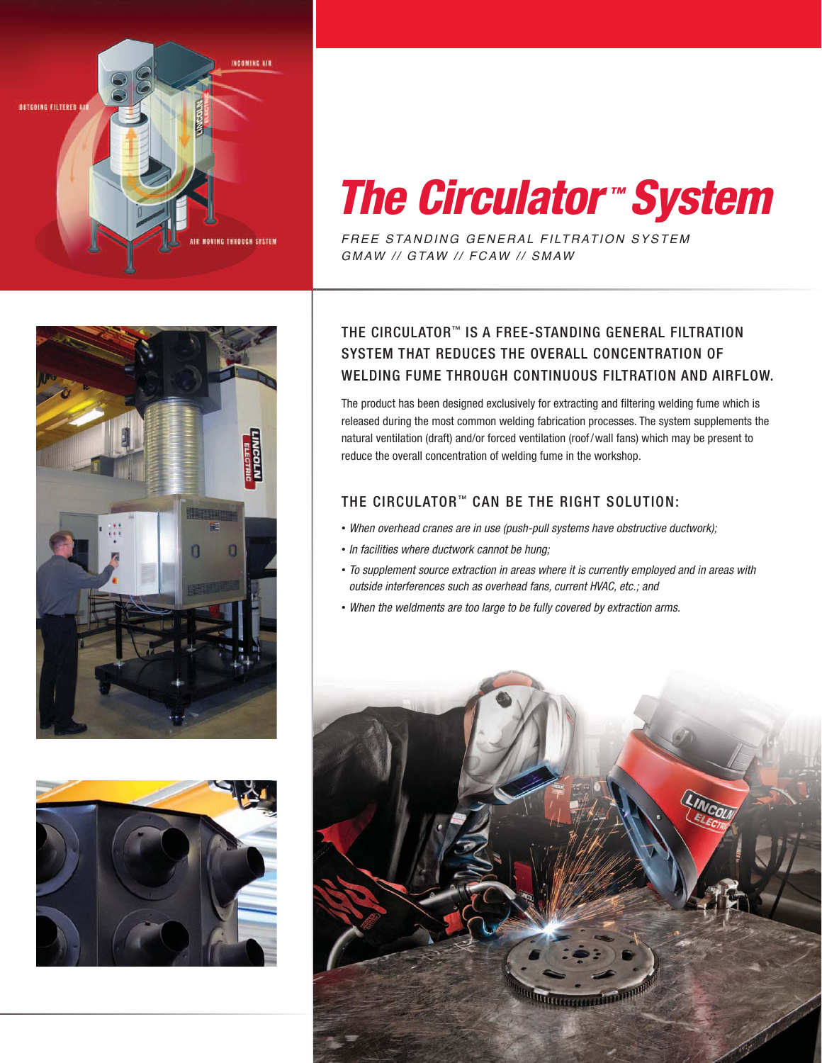# The Circulator™ System

*FREE STANDING GENERAL FILTRATION SYSTEM*
*GMAW // GTAW // FCAW // SMAW*

## THE CIRCULATOR™ IS A FREE-STANDING GENERAL FILTRATION SYSTEM THAT REDUCES THE OVERALL CONCENTRATION OF WELDING FUME THROUGH CONTINUOUS FILTRATION AND AIRFLOW.

The product has been designed exclusively for extracting and filtering welding fume which is released during the most common welding fabrication processes. The system supplements the natural ventilation (draft) and/or forced ventilation (roof/wall fans) which may be present to reduce the overall concentration of welding fume in the workshop.

## THE CIRCULATOR™ CAN BE THE RIGHT SOLUTION:

- *When overhead cranes are in use (push-pull systems have obstructive ductwork);*
- *In facilities where ductwork cannot be hung;*
- *To supplement source extraction in areas where it is currently employed and in areas with outside interferences such as overhead fans, current HVAC, etc.; and*
- *When the weldments are too large to be fully covered by extraction arms.*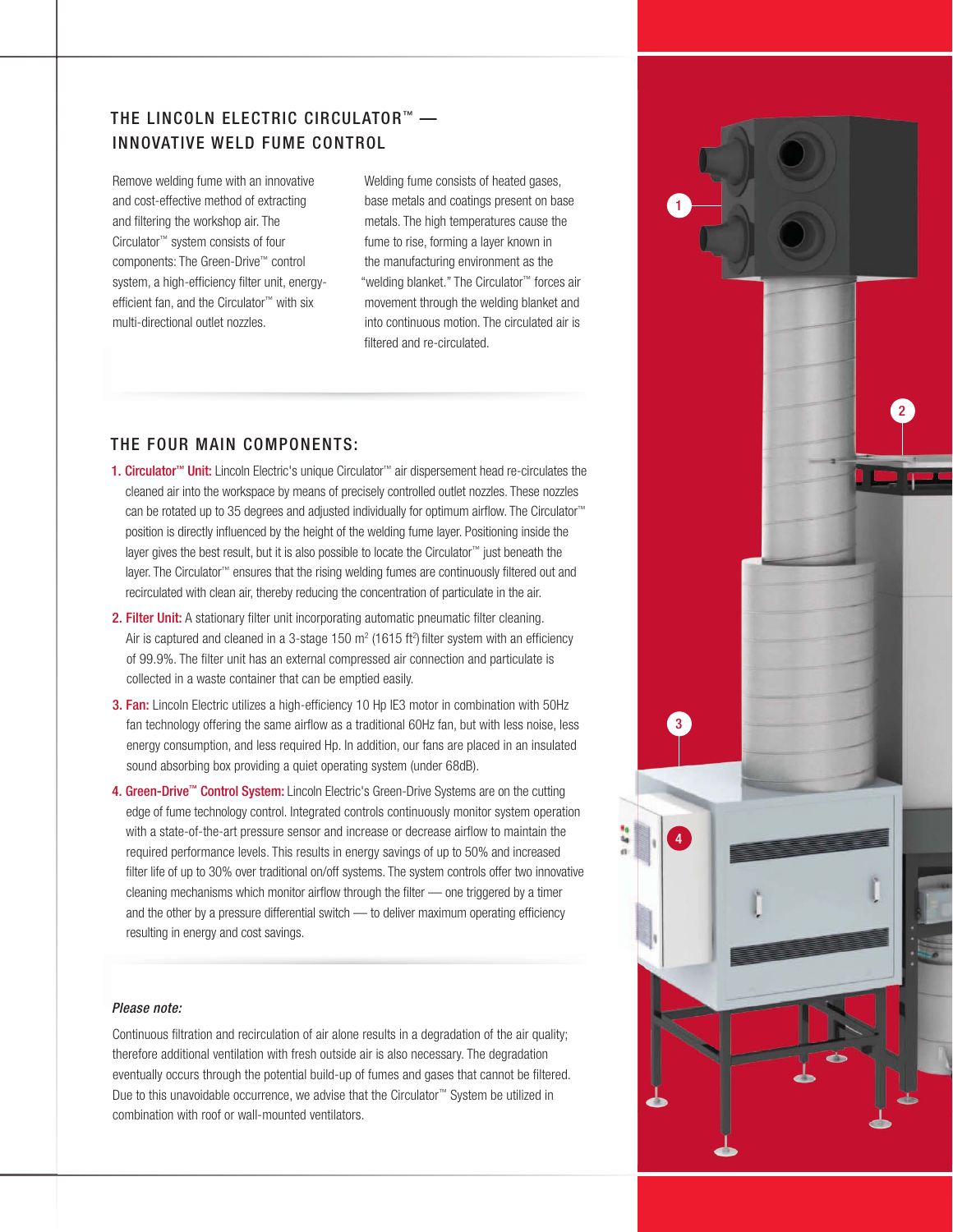## THE LINCOLN ELECTRIC CIRCULATOR™ — INNOVATIVE WELD FUME CONTROL

Remove welding fume with an innovative and cost-effective method of extracting and filtering the workshop air. The Circulator™ system consists of four components: The Green-Drive™ control system, a high-efficiency filter unit, energy-efficient fan, and the Circulator™ with six multi-directional outlet nozzles.

Welding fume consists of heated gases, base metals and coatings present on base metals. The high temperatures cause the fume to rise, forming a layer known in the manufacturing environment as the "welding blanket." The Circulator™ forces air movement through the welding blanket and into continuous motion. The circulated air is filtered and re-circulated.

## THE FOUR MAIN COMPONENTS:

1. **Circulator™ Unit:** Lincoln Electric's unique Circulator™ air dispersement head re-circulates the cleaned air into the workspace by means of precisely controlled outlet nozzles. These nozzles can be rotated up to 35 degrees and adjusted individually for optimum airflow. The Circulator™ position is directly influenced by the height of the welding fume layer. Positioning inside the layer gives the best result, but it is also possible to locate the Circulator™ just beneath the layer. The Circulator™ ensures that the rising welding fumes are continuously filtered out and recirculated with clean air, thereby reducing the concentration of particulate in the air.
2. **Filter Unit:** A stationary filter unit incorporating automatic pneumatic filter cleaning. Air is captured and cleaned in a 3-stage 150 $m^2$ (1615 $ft^2$) filter system with an efficiency of 99.9%. The filter unit has an external compressed air connection and particulate is collected in a waste container that can be emptied easily.
3. **Fan:** Lincoln Electric utilizes a high-efficiency 10 Hp IE3 motor in combination with 50Hz fan technology offering the same airflow as a traditional 60Hz fan, but with less noise, less energy consumption, and less required Hp. In addition, our fans are placed in an insulated sound absorbing box providing a quiet operating system (under 68dB).
4. **Green-Drive™ Control System:** Lincoln Electric's Green-Drive Systems are on the cutting edge of fume technology control. Integrated controls continuously monitor system operation with a state-of-the-art pressure sensor and increase or decrease airflow to maintain the required performance levels. This results in energy savings of up to 50% and increased filter life of up to 30% over traditional on/off systems. The system controls offer two innovative cleaning mechanisms which monitor airflow through the filter — one triggered by a timer and the other by a pressure differential switch — to deliver maximum operating efficiency resulting in energy and cost savings.

*Please note:*

Continuous filtration and recirculation of air alone results in a degradation of the air quality; therefore additional ventilation with fresh outside air is also necessary. The degradation eventually occurs through the potential build-up of fumes and gases that cannot be filtered. Due to this unavoidable occurrence, we advise that the Circulator™ System be utilized in combination with roof or wall-mounted ventilators.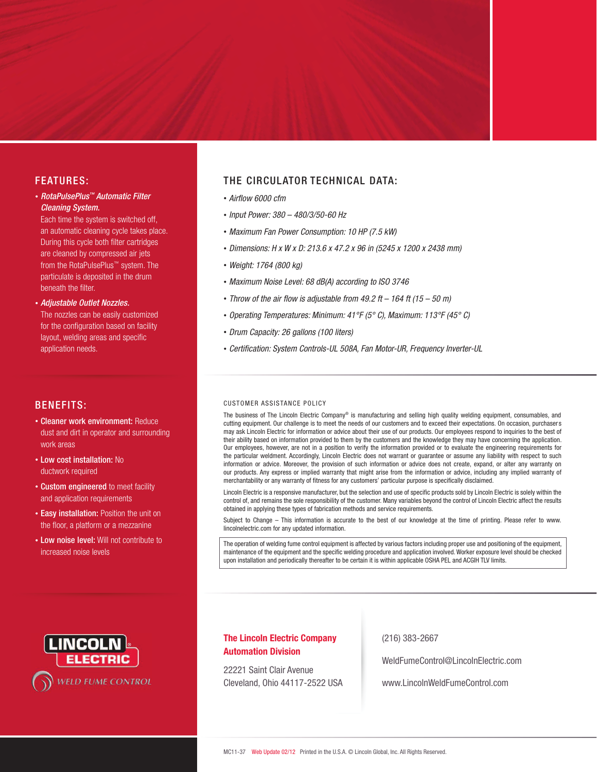## FEATURES:

- ***RotaPulsePlus™ Automatic Filter Cleaning System.*** Each time the system is switched off, an automatic cleaning cycle takes place. During this cycle both filter cartridges are cleaned by compressed air jets from the RotaPulsePlus™ system. The particulate is deposited in the drum beneath the filter.
- ***Adjustable Outlet Nozzles.*** The nozzles can be easily customized for the configuration based on facility layout, welding areas and specific application needs.

## BENEFITS:

- **Cleaner work environment:** Reduce dust and dirt in operator and surrounding work areas
- **Low cost installation:** No ductwork required
- **Custom engineered** to meet facility and application requirements
- **Easy installation:** Position the unit on the floor, a platform or a mezzanine
- **Low noise level:** Will not contribute to increased noise levels

## THE CIRCULATOR TECHNICAL DATA:

- *Airflow 6000 cfm*
- *Input Power: 380 – 480/3/50-60 Hz*
- *Maximum Fan Power Consumption: 10 HP (7.5 kW)*
- *Dimensions: H x W x D: 213.6 x 47.2 x 96 in (5245 x 1200 x 2438 mm)*
- *Weight: 1764 (800 kg)*
- *Maximum Noise Level: 68 dB(A) according to ISO 3746*
- *Throw of the air flow is adjustable from 49.2 ft – 164 ft (15 – 50 m)*
- *Operating Temperatures: Minimum: 41°F (5° C), Maximum: 113°F (45° C)*
- *Drum Capacity: 26 gallons (100 liters)*
- *Certification: System Controls-UL 508A, Fan Motor-UR, Frequency Inverter-UL*

### CUSTOMER ASSISTANCE POLICY

The business of The Lincoln Electric Company® is manufacturing and selling high quality welding equipment, consumables, and cutting equipment. Our challenge is to meet the needs of our customers and to exceed their expectations. On occasion, purchasers may ask Lincoln Electric for information or advice about their use of our products. Our employees respond to inquiries to the best of their ability based on information provided to them by the customers and the knowledge they may have concerning the application. Our employees, however, are not in a position to verify the information provided or to evaluate the engineering requirements for the particular weldment. Accordingly, Lincoln Electric does not warrant or guarantee or assume any liability with respect to such information or advice. Moreover, the provision of such information or advice does not create, expand, or alter any warranty on our products. Any express or implied warranty that might arise from the information or advice, including any implied warranty of merchantability or any warranty of fitness for any customers' particular purpose is specifically disclaimed.

Lincoln Electric is a responsive manufacturer, but the selection and use of specific products sold by Lincoln Electric is solely within the control of, and remains the sole responsibility of the customer. Many variables beyond the control of Lincoln Electric affect the results obtained in applying these types of fabrication methods and service requirements.

Subject to Change – This information is accurate to the best of our knowledge at the time of printing. Please refer to www.lincolnelectric.com for any updated information.

The operation of welding fume control equipment is affected by various factors including proper use and positioning of the equipment, maintenance of the equipment and the specific welding procedure and application involved. Worker exposure level should be checked upon installation and periodically thereafter to be certain it is within applicable OSHA PEL and ACGIH TLV limits.

LINCOLN ELECTRIC® WELD FUME CONTROL

**The Lincoln Electric Company**
**Automation Division**

22221 Saint Clair Avenue
Cleveland, Ohio 44117-2522 USA

(216) 383-2667

WeldFumeControl@LincolnElectric.com

www.LincolnWeldFumeControl.com

MC11-37 Web Update 02/12 Printed in the U.S.A. © Lincoln Global, Inc. All Rights Reserved.